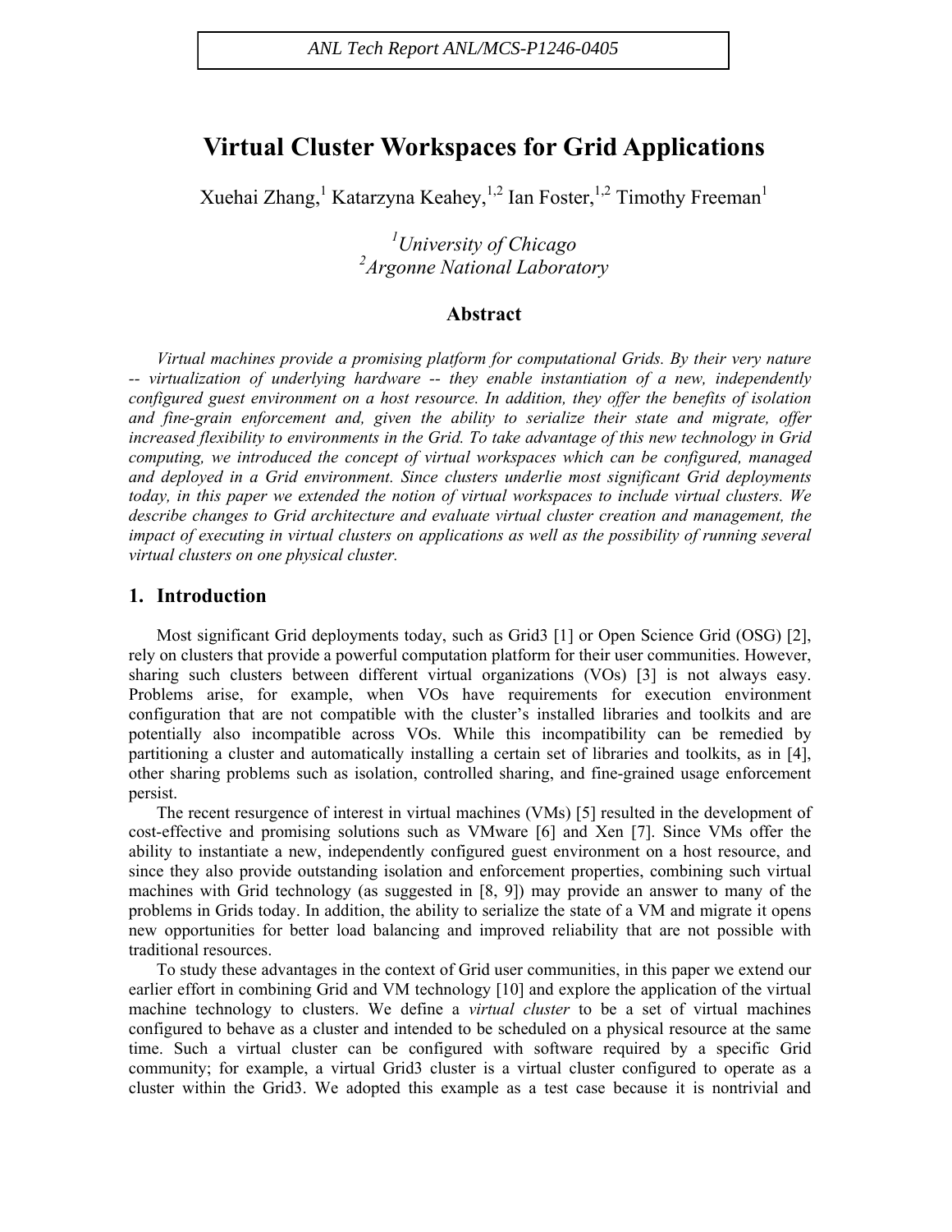ANL Tech Report ANL/MCS-P1246-0405

# Virtual Cluster Workspaces for Grid Applications

Xuehai Zhang,[1] Katarzyna Keahey,[1,2] Ian Foster,[1,2] Timothy Freeman[1]

[1]*University of Chicago*
[2]*Argonne National Laboratory*

## Abstract

*Virtual machines provide a promising platform for computational Grids. By their very nature -- virtualization of underlying hardware -- they enable instantiation of a new, independently configured guest environment on a host resource. In addition, they offer the benefits of isolation and fine-grain enforcement and, given the ability to serialize their state and migrate, offer increased flexibility to environments in the Grid. To take advantage of this new technology in Grid computing, we introduced the concept of virtual workspaces which can be configured, managed and deployed in a Grid environment. Since clusters underlie most significant Grid deployments today, in this paper we extended the notion of virtual workspaces to include virtual clusters. We describe changes to Grid architecture and evaluate virtual cluster creation and management, the impact of executing in virtual clusters on applications as well as the possibility of running several virtual clusters on one physical cluster.*

## 1. Introduction

Most significant Grid deployments today, such as Grid3 [1] or Open Science Grid (OSG) [2], rely on clusters that provide a powerful computation platform for their user communities. However, sharing such clusters between different virtual organizations (VOs) [3] is not always easy. Problems arise, for example, when VOs have requirements for execution environment configuration that are not compatible with the cluster's installed libraries and toolkits and are potentially also incompatible across VOs. While this incompatibility can be remedied by partitioning a cluster and automatically installing a certain set of libraries and toolkits, as in [4], other sharing problems such as isolation, controlled sharing, and fine-grained usage enforcement persist.

The recent resurgence of interest in virtual machines (VMs) [5] resulted in the development of cost-effective and promising solutions such as VMware [6] and Xen [7]. Since VMs offer the ability to instantiate a new, independently configured guest environment on a host resource, and since they also provide outstanding isolation and enforcement properties, combining such virtual machines with Grid technology (as suggested in [8, 9]) may provide an answer to many of the problems in Grids today. In addition, the ability to serialize the state of a VM and migrate it opens new opportunities for better load balancing and improved reliability that are not possible with traditional resources.

To study these advantages in the context of Grid user communities, in this paper we extend our earlier effort in combining Grid and VM technology [10] and explore the application of the virtual machine technology to clusters. We define a *virtual cluster* to be a set of virtual machines configured to behave as a cluster and intended to be scheduled on a physical resource at the same time. Such a virtual cluster can be configured with software required by a specific Grid community; for example, a virtual Grid3 cluster is a virtual cluster configured to operate as a cluster within the Grid3. We adopted this example as a test case because it is nontrivial and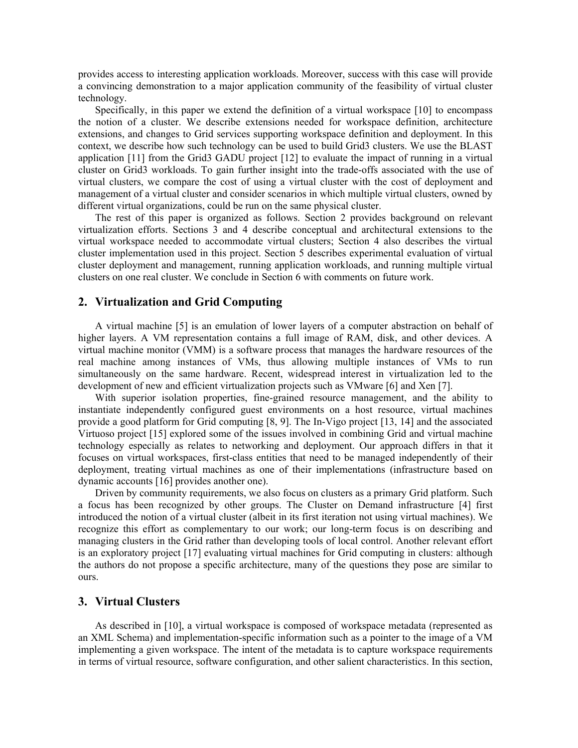provides access to interesting application workloads. Moreover, success with this case will provide a convincing demonstration to a major application community of the feasibility of virtual cluster technology.

Specifically, in this paper we extend the definition of a virtual workspace [10] to encompass the notion of a cluster. We describe extensions needed for workspace definition, architecture extensions, and changes to Grid services supporting workspace definition and deployment. In this context, we describe how such technology can be used to build Grid3 clusters. We use the BLAST application [11] from the Grid3 GADU project [12] to evaluate the impact of running in a virtual cluster on Grid3 workloads. To gain further insight into the trade-offs associated with the use of virtual clusters, we compare the cost of using a virtual cluster with the cost of deployment and management of a virtual cluster and consider scenarios in which multiple virtual clusters, owned by different virtual organizations, could be run on the same physical cluster.

The rest of this paper is organized as follows. Section 2 provides background on relevant virtualization efforts. Sections 3 and 4 describe conceptual and architectural extensions to the virtual workspace needed to accommodate virtual clusters; Section 4 also describes the virtual cluster implementation used in this project. Section 5 describes experimental evaluation of virtual cluster deployment and management, running application workloads, and running multiple virtual clusters on one real cluster. We conclude in Section 6 with comments on future work.

## 2. Virtualization and Grid Computing

A virtual machine [5] is an emulation of lower layers of a computer abstraction on behalf of higher layers. A VM representation contains a full image of RAM, disk, and other devices. A virtual machine monitor (VMM) is a software process that manages the hardware resources of the real machine among instances of VMs, thus allowing multiple instances of VMs to run simultaneously on the same hardware. Recent, widespread interest in virtualization led to the development of new and efficient virtualization projects such as VMware [6] and Xen [7].

With superior isolation properties, fine-grained resource management, and the ability to instantiate independently configured guest environments on a host resource, virtual machines provide a good platform for Grid computing [8, 9]. The In-Vigo project [13, 14] and the associated Virtuoso project [15] explored some of the issues involved in combining Grid and virtual machine technology especially as relates to networking and deployment. Our approach differs in that it focuses on virtual workspaces, first-class entities that need to be managed independently of their deployment, treating virtual machines as one of their implementations (infrastructure based on dynamic accounts [16] provides another one).

Driven by community requirements, we also focus on clusters as a primary Grid platform. Such a focus has been recognized by other groups. The Cluster on Demand infrastructure [4] first introduced the notion of a virtual cluster (albeit in its first iteration not using virtual machines). We recognize this effort as complementary to our work; our long-term focus is on describing and managing clusters in the Grid rather than developing tools of local control. Another relevant effort is an exploratory project [17] evaluating virtual machines for Grid computing in clusters: although the authors do not propose a specific architecture, many of the questions they pose are similar to ours.

## 3. Virtual Clusters

As described in [10], a virtual workspace is composed of workspace metadata (represented as an XML Schema) and implementation-specific information such as a pointer to the image of a VM implementing a given workspace. The intent of the metadata is to capture workspace requirements in terms of virtual resource, software configuration, and other salient characteristics. In this section,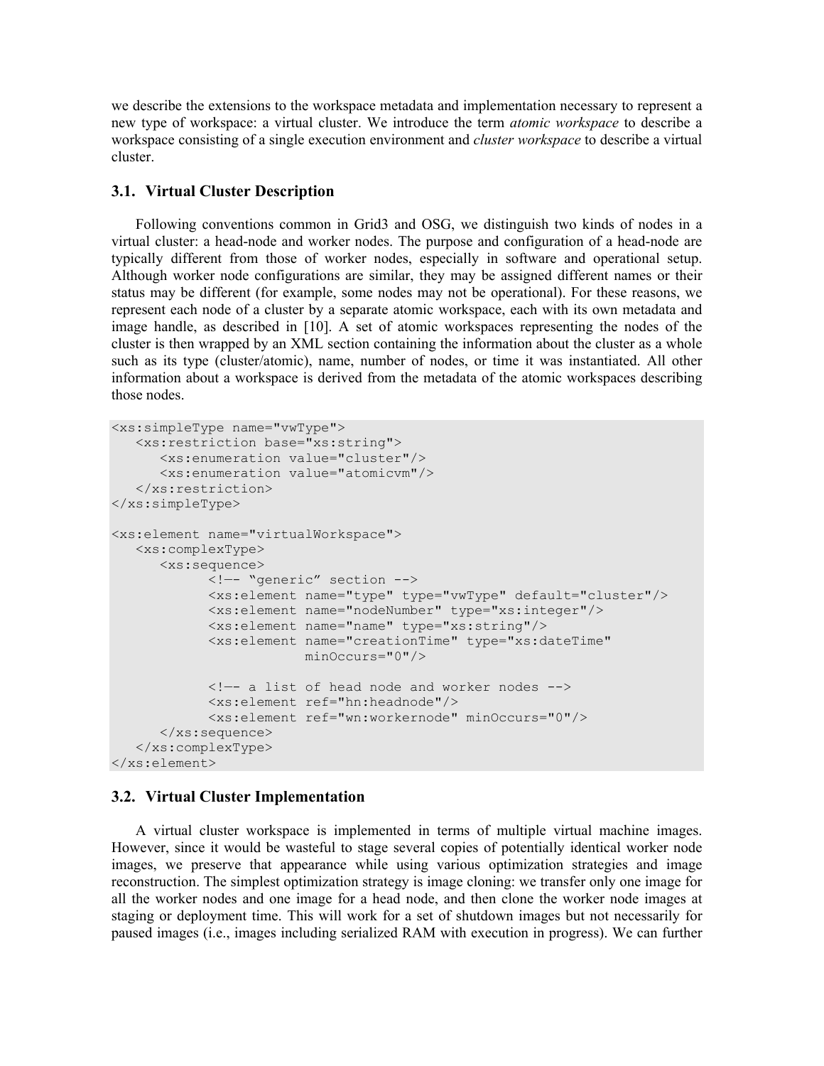we describe the extensions to the workspace metadata and implementation necessary to represent a new type of workspace: a virtual cluster. We introduce the term *atomic workspace* to describe a workspace consisting of a single execution environment and *cluster workspace* to describe a virtual cluster.

### 3.1. Virtual Cluster Description

Following conventions common in Grid3 and OSG, we distinguish two kinds of nodes in a virtual cluster: a head-node and worker nodes. The purpose and configuration of a head-node are typically different from those of worker nodes, especially in software and operational setup. Although worker node configurations are similar, they may be assigned different names or their status may be different (for example, some nodes may not be operational). For these reasons, we represent each node of a cluster by a separate atomic workspace, each with its own metadata and image handle, as described in [10]. A set of atomic workspaces representing the nodes of the cluster is then wrapped by an XML section containing the information about the cluster as a whole such as its type (cluster/atomic), name, number of nodes, or time it was instantiated. All other information about a workspace is derived from the metadata of the atomic workspaces describing those nodes.

```
<xs:simpleType name="vwType">
   <xs:restriction base="xs:string">
      <xs:enumeration value="cluster"/>
      <xs:enumeration value="atomicvm"/>
   </xs:restriction>
</xs:simpleType>

<xs:element name="virtualWorkspace">
   <xs:complexType>
      <xs:sequence>
            <!—- “generic” section -->
            <xs:element name="type" type="vwType" default="cluster"/>
            <xs:element name="nodeNumber" type="xs:integer"/>
            <xs:element name="name" type="xs:string"/>
            <xs:element name="creationTime" type="xs:dateTime"
                        minOccurs="0"/>

            <!—- a list of head node and worker nodes -->
            <xs:element ref="hn:headnode"/>
            <xs:element ref="wn:workernode" minOccurs="0"/>
      </xs:sequence>
   </xs:complexType>
</xs:element>
```

### 3.2. Virtual Cluster Implementation

A virtual cluster workspace is implemented in terms of multiple virtual machine images. However, since it would be wasteful to stage several copies of potentially identical worker node images, we preserve that appearance while using various optimization strategies and image reconstruction. The simplest optimization strategy is image cloning: we transfer only one image for all the worker nodes and one image for a head node, and then clone the worker node images at staging or deployment time. This will work for a set of shutdown images but not necessarily for paused images (i.e., images including serialized RAM with execution in progress). We can further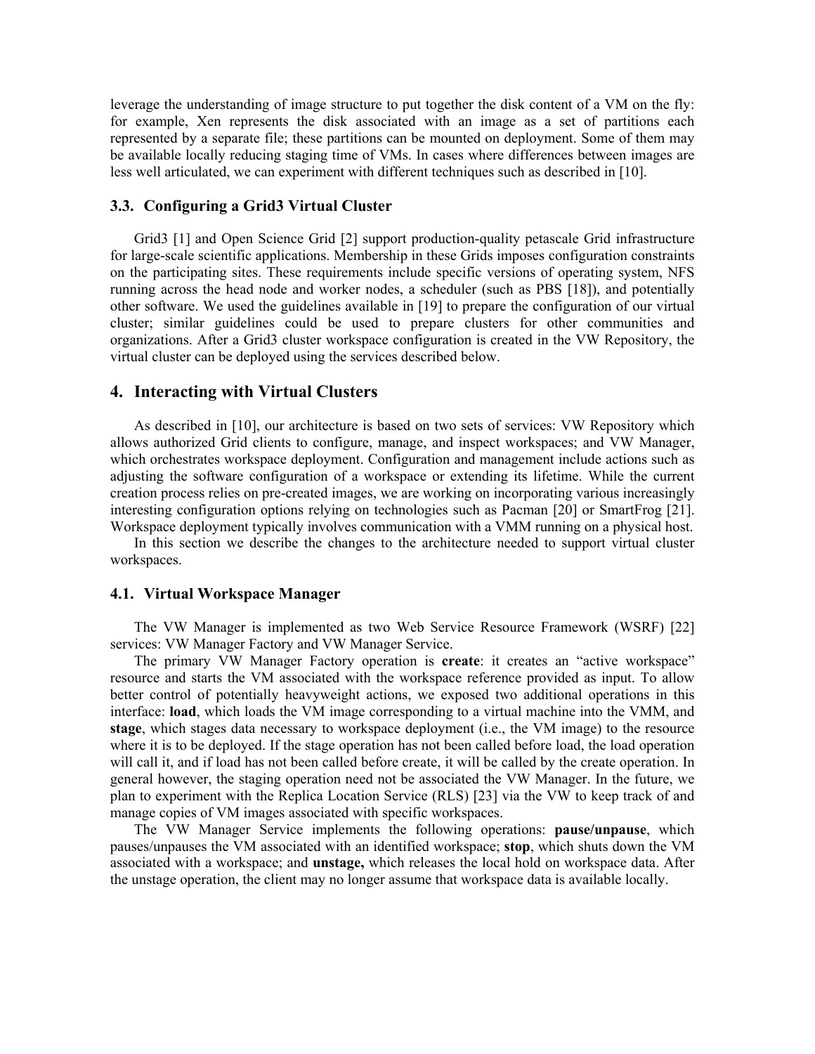leverage the understanding of image structure to put together the disk content of a VM on the fly: for example, Xen represents the disk associated with an image as a set of partitions each represented by a separate file; these partitions can be mounted on deployment. Some of them may be available locally reducing staging time of VMs. In cases where differences between images are less well articulated, we can experiment with different techniques such as described in [10].

### 3.3. Configuring a Grid3 Virtual Cluster

Grid3 [1] and Open Science Grid [2] support production-quality petascale Grid infrastructure for large-scale scientific applications. Membership in these Grids imposes configuration constraints on the participating sites. These requirements include specific versions of operating system, NFS running across the head node and worker nodes, a scheduler (such as PBS [18]), and potentially other software. We used the guidelines available in [19] to prepare the configuration of our virtual cluster; similar guidelines could be used to prepare clusters for other communities and organizations. After a Grid3 cluster workspace configuration is created in the VW Repository, the virtual cluster can be deployed using the services described below.

## 4. Interacting with Virtual Clusters

As described in [10], our architecture is based on two sets of services: VW Repository which allows authorized Grid clients to configure, manage, and inspect workspaces; and VW Manager, which orchestrates workspace deployment. Configuration and management include actions such as adjusting the software configuration of a workspace or extending its lifetime. While the current creation process relies on pre-created images, we are working on incorporating various increasingly interesting configuration options relying on technologies such as Pacman [20] or SmartFrog [21]. Workspace deployment typically involves communication with a VMM running on a physical host.

In this section we describe the changes to the architecture needed to support virtual cluster workspaces.

### 4.1. Virtual Workspace Manager

The VW Manager is implemented as two Web Service Resource Framework (WSRF) [22] services: VW Manager Factory and VW Manager Service.

The primary VW Manager Factory operation is **create**: it creates an "active workspace" resource and starts the VM associated with the workspace reference provided as input. To allow better control of potentially heavyweight actions, we exposed two additional operations in this interface: **load**, which loads the VM image corresponding to a virtual machine into the VMM, and **stage**, which stages data necessary to workspace deployment (i.e., the VM image) to the resource where it is to be deployed. If the stage operation has not been called before load, the load operation will call it, and if load has not been called before create, it will be called by the create operation. In general however, the staging operation need not be associated the VW Manager. In the future, we plan to experiment with the Replica Location Service (RLS) [23] via the VW to keep track of and manage copies of VM images associated with specific workspaces.

The VW Manager Service implements the following operations: **pause/unpause**, which pauses/unpauses the VM associated with an identified workspace; **stop**, which shuts down the VM associated with a workspace; and **unstage,** which releases the local hold on workspace data. After the unstage operation, the client may no longer assume that workspace data is available locally.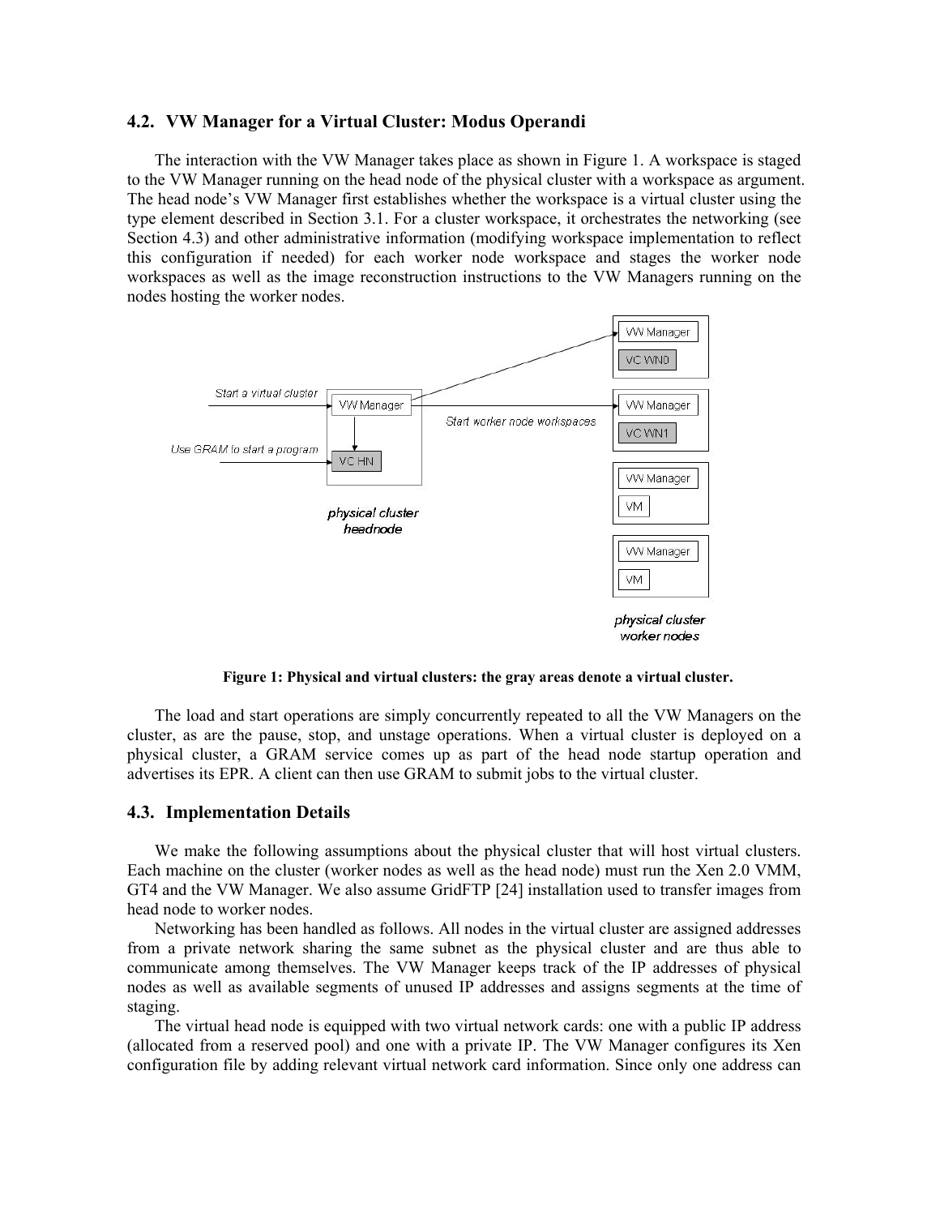### 4.2. VW Manager for a Virtual Cluster: Modus Operandi

The interaction with the VW Manager takes place as shown in Figure 1. A workspace is staged to the VW Manager running on the head node of the physical cluster with a workspace as argument. The head node's VW Manager first establishes whether the workspace is a virtual cluster using the type element described in Section 3.1. For a cluster workspace, it orchestrates the networking (see Section 4.3) and other administrative information (modifying workspace implementation to reflect this configuration if needed) for each worker node workspace and stages the worker node workspaces as well as the image reconstruction instructions to the VW Managers running on the nodes hosting the worker nodes.

**Figure 1: Physical and virtual clusters: the gray areas denote a virtual cluster.**

The load and start operations are simply concurrently repeated to all the VW Managers on the cluster, as are the pause, stop, and unstage operations. When a virtual cluster is deployed on a physical cluster, a GRAM service comes up as part of the head node startup operation and advertises its EPR. A client can then use GRAM to submit jobs to the virtual cluster.

### 4.3. Implementation Details

We make the following assumptions about the physical cluster that will host virtual clusters. Each machine on the cluster (worker nodes as well as the head node) must run the Xen 2.0 VMM, GT4 and the VW Manager. We also assume GridFTP [24] installation used to transfer images from head node to worker nodes.

Networking has been handled as follows. All nodes in the virtual cluster are assigned addresses from a private network sharing the same subnet as the physical cluster and are thus able to communicate among themselves. The VW Manager keeps track of the IP addresses of physical nodes as well as available segments of unused IP addresses and assigns segments at the time of staging.

The virtual head node is equipped with two virtual network cards: one with a public IP address (allocated from a reserved pool) and one with a private IP. The VW Manager configures its Xen configuration file by adding relevant virtual network card information. Since only one address can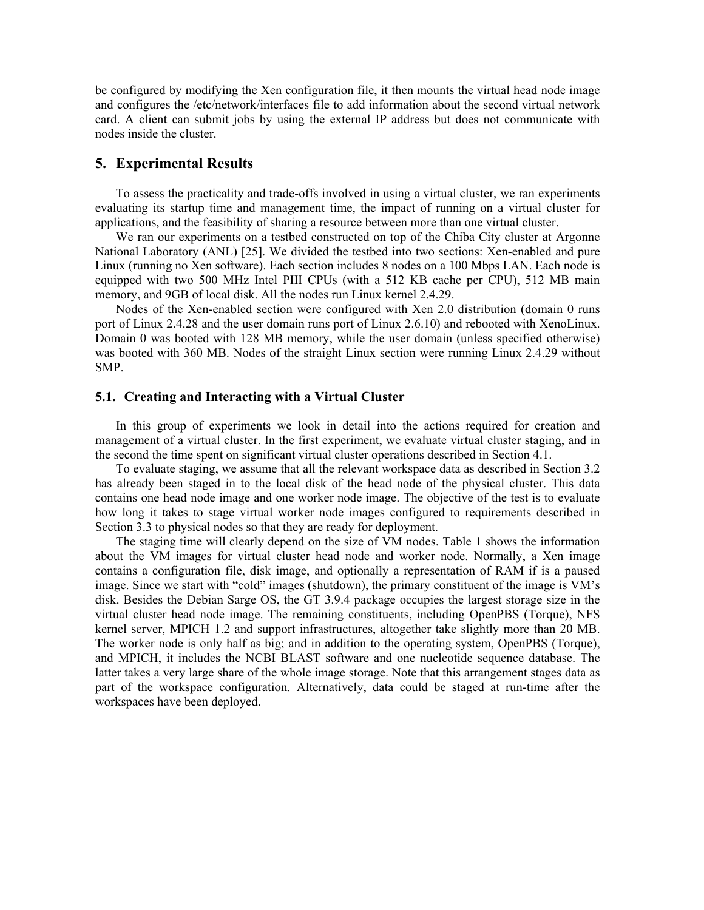be configured by modifying the Xen configuration file, it then mounts the virtual head node image and configures the /etc/network/interfaces file to add information about the second virtual network card. A client can submit jobs by using the external IP address but does not communicate with nodes inside the cluster.

## 5. Experimental Results

To assess the practicality and trade-offs involved in using a virtual cluster, we ran experiments evaluating its startup time and management time, the impact of running on a virtual cluster for applications, and the feasibility of sharing a resource between more than one virtual cluster.

We ran our experiments on a testbed constructed on top of the Chiba City cluster at Argonne National Laboratory (ANL) [25]. We divided the testbed into two sections: Xen-enabled and pure Linux (running no Xen software). Each section includes 8 nodes on a 100 Mbps LAN. Each node is equipped with two 500 MHz Intel PIII CPUs (with a 512 KB cache per CPU), 512 MB main memory, and 9GB of local disk. All the nodes run Linux kernel 2.4.29.

Nodes of the Xen-enabled section were configured with Xen 2.0 distribution (domain 0 runs port of Linux 2.4.28 and the user domain runs port of Linux 2.6.10) and rebooted with XenoLinux. Domain 0 was booted with 128 MB memory, while the user domain (unless specified otherwise) was booted with 360 MB. Nodes of the straight Linux section were running Linux 2.4.29 without SMP.

### 5.1. Creating and Interacting with a Virtual Cluster

In this group of experiments we look in detail into the actions required for creation and management of a virtual cluster. In the first experiment, we evaluate virtual cluster staging, and in the second the time spent on significant virtual cluster operations described in Section 4.1.

To evaluate staging, we assume that all the relevant workspace data as described in Section 3.2 has already been staged in to the local disk of the head node of the physical cluster. This data contains one head node image and one worker node image. The objective of the test is to evaluate how long it takes to stage virtual worker node images configured to requirements described in Section 3.3 to physical nodes so that they are ready for deployment.

The staging time will clearly depend on the size of VM nodes. Table 1 shows the information about the VM images for virtual cluster head node and worker node. Normally, a Xen image contains a configuration file, disk image, and optionally a representation of RAM if is a paused image. Since we start with "cold" images (shutdown), the primary constituent of the image is VM's disk. Besides the Debian Sarge OS, the GT 3.9.4 package occupies the largest storage size in the virtual cluster head node image. The remaining constituents, including OpenPBS (Torque), NFS kernel server, MPICH 1.2 and support infrastructures, altogether take slightly more than 20 MB. The worker node is only half as big; and in addition to the operating system, OpenPBS (Torque), and MPICH, it includes the NCBI BLAST software and one nucleotide sequence database. The latter takes a very large share of the whole image storage. Note that this arrangement stages data as part of the workspace configuration. Alternatively, data could be staged at run-time after the workspaces have been deployed.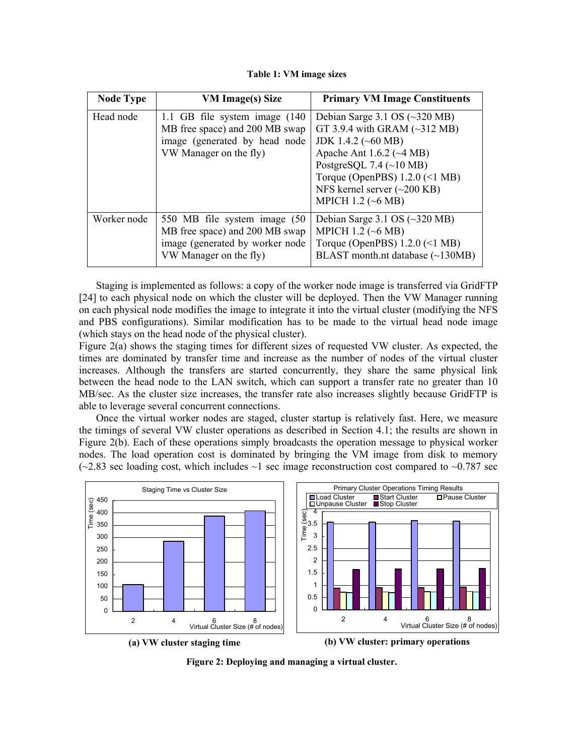**Table 1: VM image sizes**

| Node Type | VM Image(s) Size | Primary VM Image Constituents |
|---|---|---|
| Head node | 1.1 GB file system image (140 MB free space) and 200 MB swap image (generated by head node VW Manager on the fly) | Debian Sarge 3.1 OS (~320 MB)<br>GT 3.9.4 with GRAM (~312 MB)<br>JDK 1.4.2 (~60 MB)<br>Apache Ant 1.6.2 (~4 MB)<br>PostgreSQL 7.4 (~10 MB)<br>Torque (OpenPBS) 1.2.0 (<1 MB)<br>NFS kernel server (~200 KB)<br>MPICH 1.2 (~6 MB) |
| Worker node | 550 MB file system image (50 MB free space) and 200 MB swap image (generated by worker node VW Manager on the fly) | Debian Sarge 3.1 OS (~320 MB)<br>MPICH 1.2 (~6 MB)<br>Torque (OpenPBS) 1.2.0 (<1 MB)<br>BLAST month.nt database (~130MB) |

Staging is implemented as follows: a copy of the worker node image is transferred via GridFTP [24] to each physical node on which the cluster will be deployed. Then the VW Manager running on each physical node modifies the image to integrate it into the virtual cluster (modifying the NFS and PBS configurations). Similar modification has to be made to the virtual head node image (which stays on the head node of the physical cluster).

Figure 2(a) shows the staging times for different sizes of requested VW cluster. As expected, the times are dominated by transfer time and increase as the number of nodes of the virtual cluster increases. Although the transfers are started concurrently, they share the same physical link between the head node to the LAN switch, which can support a transfer rate no greater than 10 MB/sec. As the cluster size increases, the transfer rate also increases slightly because GridFTP is able to leverage several concurrent connections.

Once the virtual worker nodes are staged, cluster startup is relatively fast. Here, we measure the timings of several VW cluster operations as described in Section 4.1; the results are shown in Figure 2(b). Each of these operations simply broadcasts the operation message to physical worker nodes. The load operation cost is dominated by bringing the VM image from disk to memory (~2.83 sec loading cost, which includes ~1 sec image reconstruction cost compared to ~0.787 sec

**(a) VW cluster staging time**

**(b) VW cluster: primary operations**

**Figure 2: Deploying and managing a virtual cluster.**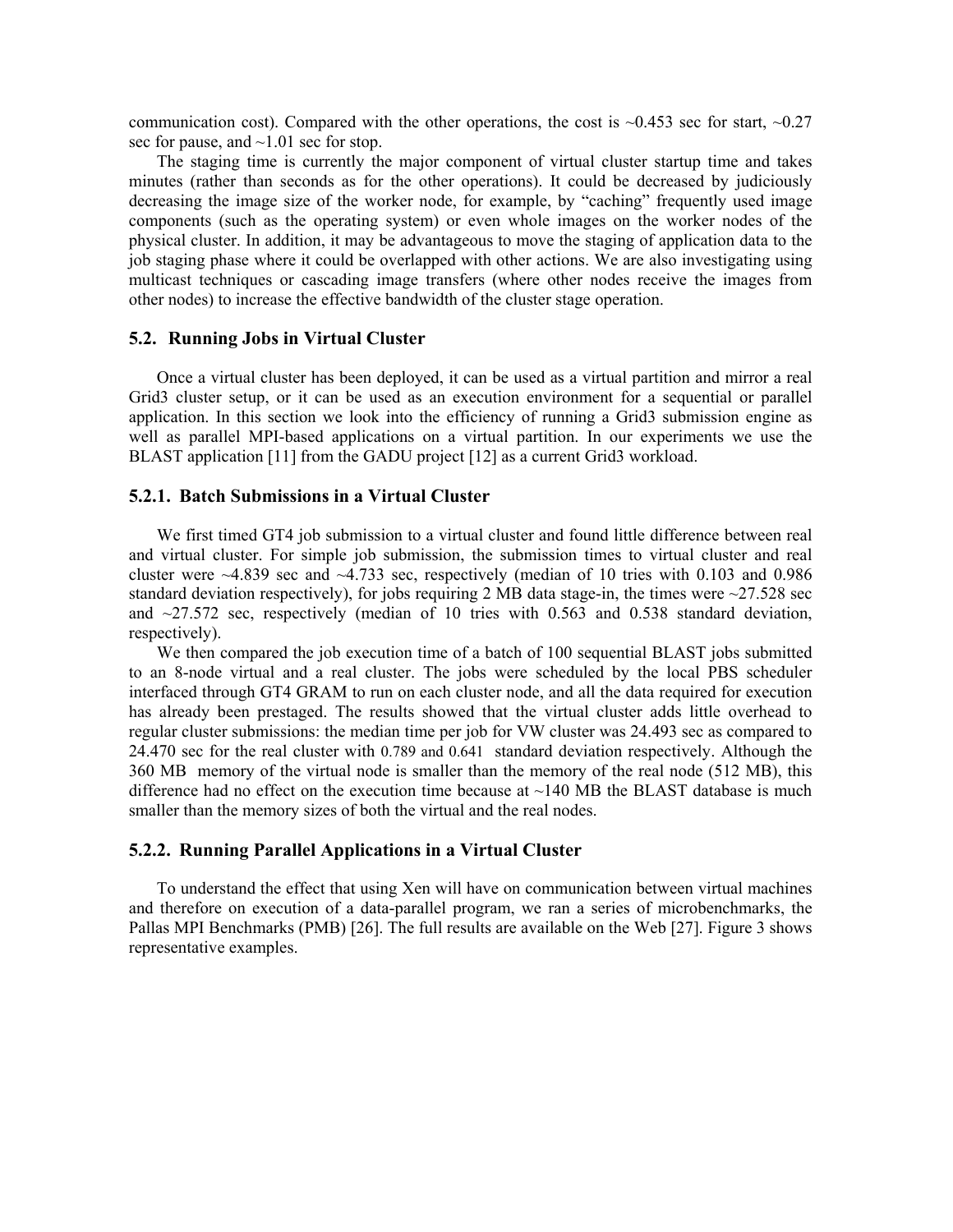communication cost). Compared with the other operations, the cost is ~0.453 sec for start, ~0.27 sec for pause, and ~1.01 sec for stop.

The staging time is currently the major component of virtual cluster startup time and takes minutes (rather than seconds as for the other operations). It could be decreased by judiciously decreasing the image size of the worker node, for example, by "caching" frequently used image components (such as the operating system) or even whole images on the worker nodes of the physical cluster. In addition, it may be advantageous to move the staging of application data to the job staging phase where it could be overlapped with other actions. We are also investigating using multicast techniques or cascading image transfers (where other nodes receive the images from other nodes) to increase the effective bandwidth of the cluster stage operation.

### 5.2. Running Jobs in Virtual Cluster

Once a virtual cluster has been deployed, it can be used as a virtual partition and mirror a real Grid3 cluster setup, or it can be used as an execution environment for a sequential or parallel application. In this section we look into the efficiency of running a Grid3 submission engine as well as parallel MPI-based applications on a virtual partition. In our experiments we use the BLAST application [11] from the GADU project [12] as a current Grid3 workload.

#### 5.2.1. Batch Submissions in a Virtual Cluster

We first timed GT4 job submission to a virtual cluster and found little difference between real and virtual cluster. For simple job submission, the submission times to virtual cluster and real cluster were ~4.839 sec and ~4.733 sec, respectively (median of 10 tries with 0.103 and 0.986 standard deviation respectively), for jobs requiring 2 MB data stage-in, the times were ~27.528 sec and ~27.572 sec, respectively (median of 10 tries with 0.563 and 0.538 standard deviation, respectively).

We then compared the job execution time of a batch of 100 sequential BLAST jobs submitted to an 8-node virtual and a real cluster. The jobs were scheduled by the local PBS scheduler interfaced through GT4 GRAM to run on each cluster node, and all the data required for execution has already been prestaged. The results showed that the virtual cluster adds little overhead to regular cluster submissions: the median time per job for VW cluster was 24.493 sec as compared to 24.470 sec for the real cluster with 0.789 and 0.641 standard deviation respectively. Although the 360 MB memory of the virtual node is smaller than the memory of the real node (512 MB), this difference had no effect on the execution time because at ~140 MB the BLAST database is much smaller than the memory sizes of both the virtual and the real nodes.

#### 5.2.2. Running Parallel Applications in a Virtual Cluster

To understand the effect that using Xen will have on communication between virtual machines and therefore on execution of a data-parallel program, we ran a series of microbenchmarks, the Pallas MPI Benchmarks (PMB) [26]. The full results are available on the Web [27]. Figure 3 shows representative examples.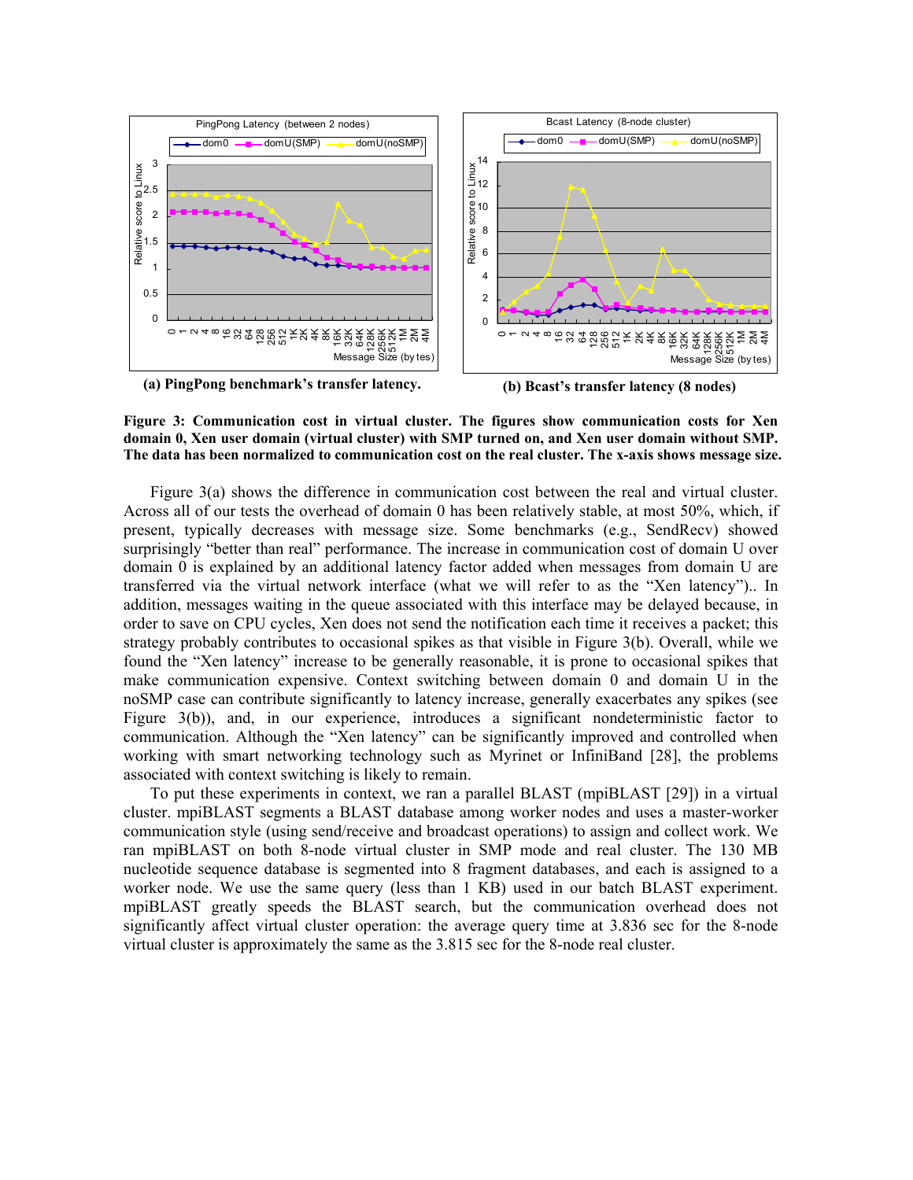**(a) PingPong benchmark's transfer latency.**

**(b) Bcast's transfer latency (8 nodes)**

**Figure 3: Communication cost in virtual cluster. The figures show communication costs for Xen domain 0, Xen user domain (virtual cluster) with SMP turned on, and Xen user domain without SMP. The data has been normalized to communication cost on the real cluster. The x-axis shows message size.**

Figure 3(a) shows the difference in communication cost between the real and virtual cluster. Across all of our tests the overhead of domain 0 has been relatively stable, at most 50%, which, if present, typically decreases with message size. Some benchmarks (e.g., SendRecv) showed surprisingly "better than real" performance. The increase in communication cost of domain U over domain 0 is explained by an additional latency factor added when messages from domain U are transferred via the virtual network interface (what we will refer to as the "Xen latency").. In addition, messages waiting in the queue associated with this interface may be delayed because, in order to save on CPU cycles, Xen does not send the notification each time it receives a packet; this strategy probably contributes to occasional spikes as that visible in Figure 3(b). Overall, while we found the "Xen latency" increase to be generally reasonable, it is prone to occasional spikes that make communication expensive. Context switching between domain 0 and domain U in the noSMP case can contribute significantly to latency increase, generally exacerbates any spikes (see Figure 3(b)), and, in our experience, introduces a significant nondeterministic factor to communication. Although the "Xen latency" can be significantly improved and controlled when working with smart networking technology such as Myrinet or InfiniBand [28], the problems associated with context switching is likely to remain.

To put these experiments in context, we ran a parallel BLAST (mpiBLAST [29]) in a virtual cluster. mpiBLAST segments a BLAST database among worker nodes and uses a master-worker communication style (using send/receive and broadcast operations) to assign and collect work. We ran mpiBLAST on both 8-node virtual cluster in SMP mode and real cluster. The 130 MB nucleotide sequence database is segmented into 8 fragment databases, and each is assigned to a worker node. We use the same query (less than 1 KB) used in our batch BLAST experiment. mpiBLAST greatly speeds the BLAST search, but the communication overhead does not significantly affect virtual cluster operation: the average query time at 3.836 sec for the 8-node virtual cluster is approximately the same as the 3.815 sec for the 8-node real cluster.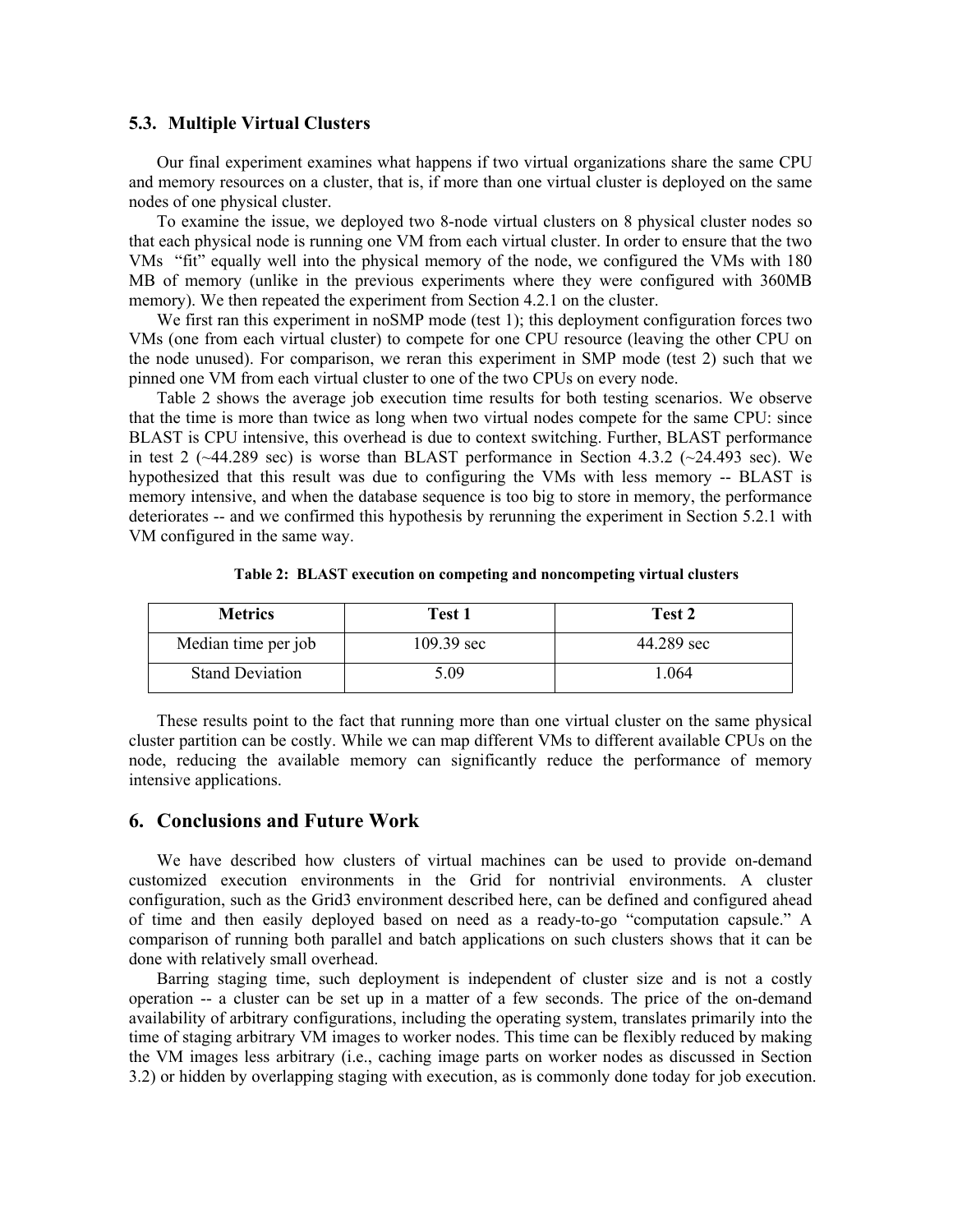### 5.3. Multiple Virtual Clusters

Our final experiment examines what happens if two virtual organizations share the same CPU and memory resources on a cluster, that is, if more than one virtual cluster is deployed on the same nodes of one physical cluster.

To examine the issue, we deployed two 8-node virtual clusters on 8 physical cluster nodes so that each physical node is running one VM from each virtual cluster. In order to ensure that the two VMs "fit" equally well into the physical memory of the node, we configured the VMs with 180 MB of memory (unlike in the previous experiments where they were configured with 360MB memory). We then repeated the experiment from Section 4.2.1 on the cluster.

We first ran this experiment in noSMP mode (test 1); this deployment configuration forces two VMs (one from each virtual cluster) to compete for one CPU resource (leaving the other CPU on the node unused). For comparison, we reran this experiment in SMP mode (test 2) such that we pinned one VM from each virtual cluster to one of the two CPUs on every node.

Table 2 shows the average job execution time results for both testing scenarios. We observe that the time is more than twice as long when two virtual nodes compete for the same CPU: since BLAST is CPU intensive, this overhead is due to context switching. Further, BLAST performance in test 2 (~44.289 sec) is worse than BLAST performance in Section 4.3.2 (~24.493 sec). We hypothesized that this result was due to configuring the VMs with less memory -- BLAST is memory intensive, and when the database sequence is too big to store in memory, the performance deteriorates -- and we confirmed this hypothesis by rerunning the experiment in Section 5.2.1 with VM configured in the same way.

**Table 2: BLAST execution on competing and noncompeting virtual clusters**

| Metrics | Test 1 | Test 2 |
|---|---|---|
| Median time per job | 109.39 sec | 44.289 sec |
| Stand Deviation | 5.09 | 1.064 |

These results point to the fact that running more than one virtual cluster on the same physical cluster partition can be costly. While we can map different VMs to different available CPUs on the node, reducing the available memory can significantly reduce the performance of memory intensive applications.

## 6. Conclusions and Future Work

We have described how clusters of virtual machines can be used to provide on-demand customized execution environments in the Grid for nontrivial environments. A cluster configuration, such as the Grid3 environment described here, can be defined and configured ahead of time and then easily deployed based on need as a ready-to-go "computation capsule." A comparison of running both parallel and batch applications on such clusters shows that it can be done with relatively small overhead.

Barring staging time, such deployment is independent of cluster size and is not a costly operation -- a cluster can be set up in a matter of a few seconds. The price of the on-demand availability of arbitrary configurations, including the operating system, translates primarily into the time of staging arbitrary VM images to worker nodes. This time can be flexibly reduced by making the VM images less arbitrary (i.e., caching image parts on worker nodes as discussed in Section 3.2) or hidden by overlapping staging with execution, as is commonly done today for job execution.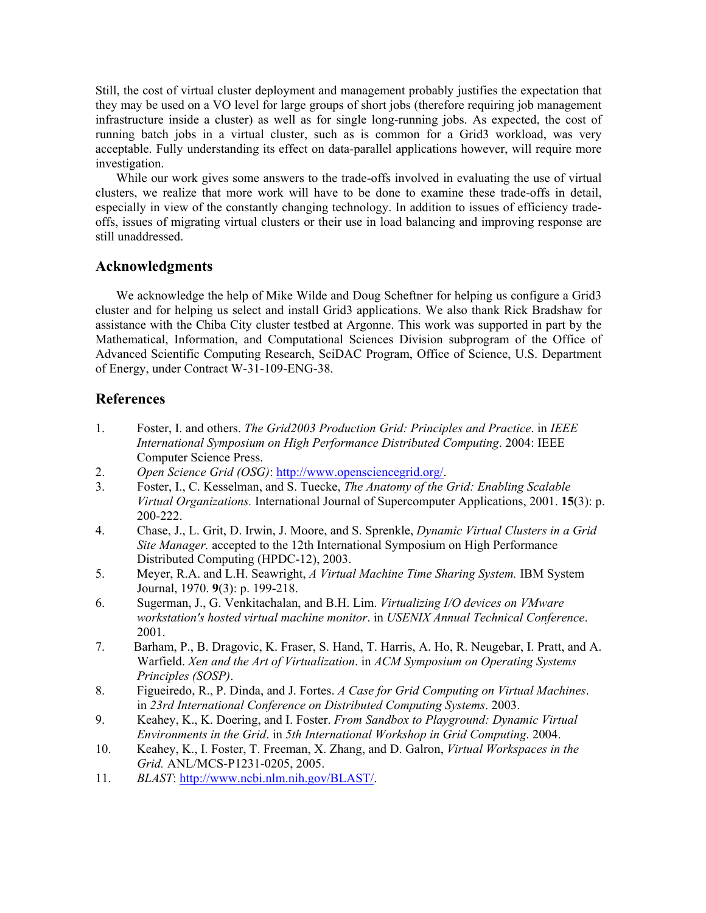Still, the cost of virtual cluster deployment and management probably justifies the expectation that they may be used on a VO level for large groups of short jobs (therefore requiring job management infrastructure inside a cluster) as well as for single long-running jobs. As expected, the cost of running batch jobs in a virtual cluster, such as is common for a Grid3 workload, was very acceptable. Fully understanding its effect on data-parallel applications however, will require more investigation.

While our work gives some answers to the trade-offs involved in evaluating the use of virtual clusters, we realize that more work will have to be done to examine these trade-offs in detail, especially in view of the constantly changing technology. In addition to issues of efficiency trade-offs, issues of migrating virtual clusters or their use in load balancing and improving response are still unaddressed.

## Acknowledgments

We acknowledge the help of Mike Wilde and Doug Scheftner for helping us configure a Grid3 cluster and for helping us select and install Grid3 applications. We also thank Rick Bradshaw for assistance with the Chiba City cluster testbed at Argonne. This work was supported in part by the Mathematical, Information, and Computational Sciences Division subprogram of the Office of Advanced Scientific Computing Research, SciDAC Program, Office of Science, U.S. Department of Energy, under Contract W-31-109-ENG-38.

## References

1. Foster, I. and others. *The Grid2003 Production Grid: Principles and Practice*. in *IEEE International Symposium on High Performance Distributed Computing*. 2004: IEEE Computer Science Press.
2. *Open Science Grid (OSG)*: http://www.opensciencegrid.org/.
3. Foster, I., C. Kesselman, and S. Tuecke, *The Anatomy of the Grid: Enabling Scalable Virtual Organizations.* International Journal of Supercomputer Applications, 2001. **15**(3): p. 200-222.
4. Chase, J., L. Grit, D. Irwin, J. Moore, and S. Sprenkle, *Dynamic Virtual Clusters in a Grid Site Manager.* accepted to the 12th International Symposium on High Performance Distributed Computing (HPDC-12), 2003.
5. Meyer, R.A. and L.H. Seawright, *A Virtual Machine Time Sharing System.* IBM System Journal, 1970. **9**(3): p. 199-218.
6. Sugerman, J., G. Venkitachalan, and B.H. Lim. *Virtualizing I/O devices on VMware workstation's hosted virtual machine monitor*. in *USENIX Annual Technical Conference*. 2001.
7. Barham, P., B. Dragovic, K. Fraser, S. Hand, T. Harris, A. Ho, R. Neugebar, I. Pratt, and A. Warfield. *Xen and the Art of Virtualization*. in *ACM Symposium on Operating Systems Principles (SOSP)*.
8. Figueiredo, R., P. Dinda, and J. Fortes. *A Case for Grid Computing on Virtual Machines*. in *23rd International Conference on Distributed Computing Systems*. 2003.
9. Keahey, K., K. Doering, and I. Foster. *From Sandbox to Playground: Dynamic Virtual Environments in the Grid*. in *5th International Workshop in Grid Computing*. 2004.
10. Keahey, K., I. Foster, T. Freeman, X. Zhang, and D. Galron, *Virtual Workspaces in the Grid.* ANL/MCS-P1231-0205, 2005.
11. *BLAST*: http://www.ncbi.nlm.nih.gov/BLAST/.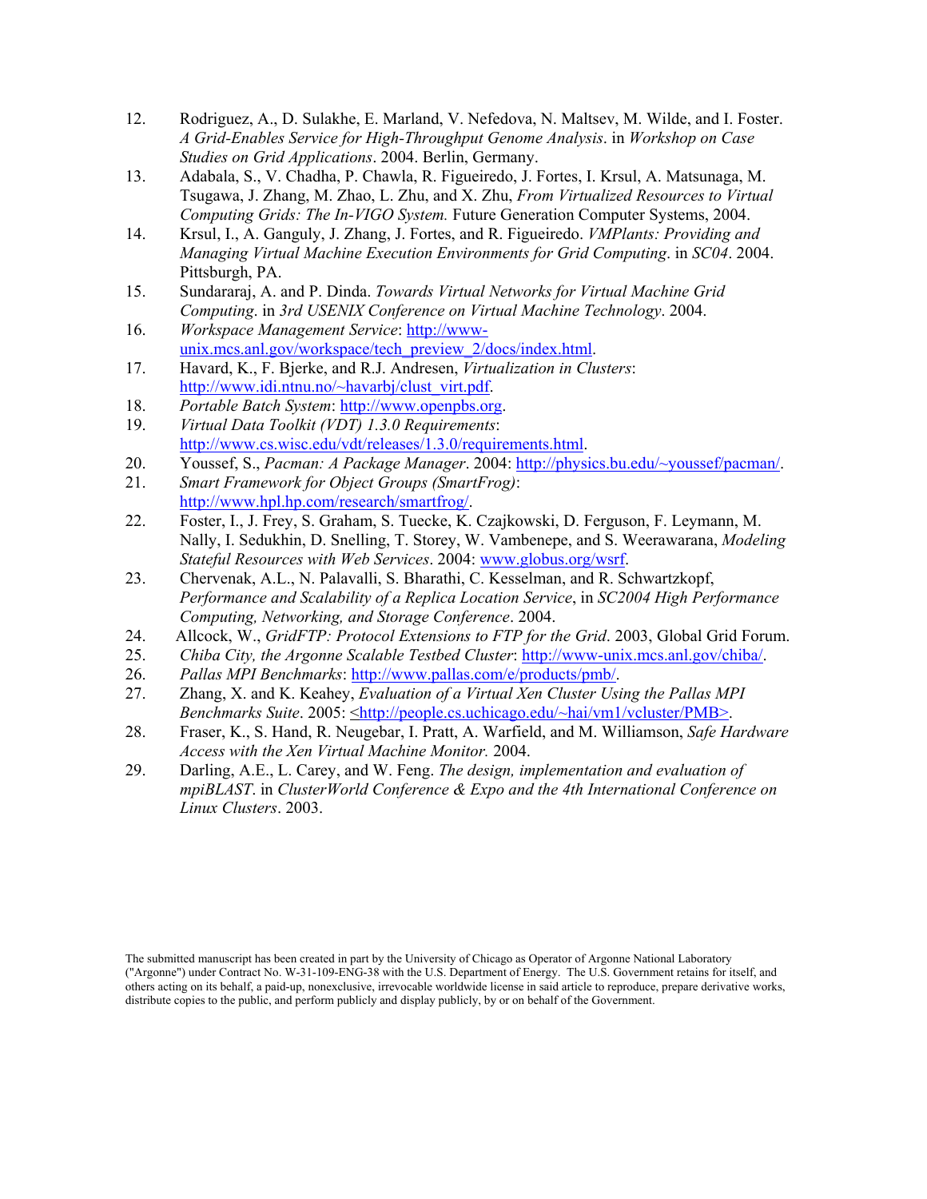12. Rodriguez, A., D. Sulakhe, E. Marland, V. Nefedova, N. Maltsev, M. Wilde, and I. Foster. *A Grid-Enables Service for High-Throughput Genome Analysis*. in *Workshop on Case Studies on Grid Applications*. 2004. Berlin, Germany.
13. Adabala, S., V. Chadha, P. Chawla, R. Figueiredo, J. Fortes, I. Krsul, A. Matsunaga, M. Tsugawa, J. Zhang, M. Zhao, L. Zhu, and X. Zhu, *From Virtualized Resources to Virtual Computing Grids: The In-VIGO System.* Future Generation Computer Systems, 2004.
14. Krsul, I., A. Ganguly, J. Zhang, J. Fortes, and R. Figueiredo. *VMPlants: Providing and Managing Virtual Machine Execution Environments for Grid Computing*. in *SC04*. 2004. Pittsburgh, PA.
15. Sundararaj, A. and P. Dinda. *Towards Virtual Networks for Virtual Machine Grid Computing*. in *3rd USENIX Conference on Virtual Machine Technology*. 2004.
16. *Workspace Management Service*: http://www-unix.mcs.anl.gov/workspace/tech_preview_2/docs/index.html.
17. Havard, K., F. Bjerke, and R.J. Andresen, *Virtualization in Clusters*: http://www.idi.ntnu.no/~havarbj/clust_virt.pdf.
18. *Portable Batch System*: http://www.openpbs.org.
19. *Virtual Data Toolkit (VDT) 1.3.0 Requirements*: http://www.cs.wisc.edu/vdt/releases/1.3.0/requirements.html.
20. Youssef, S., *Pacman: A Package Manager*. 2004: http://physics.bu.edu/~youssef/pacman/.
21. *Smart Framework for Object Groups (SmartFrog)*: http://www.hpl.hp.com/research/smartfrog/.
22. Foster, I., J. Frey, S. Graham, S. Tuecke, K. Czajkowski, D. Ferguson, F. Leymann, M. Nally, I. Sedukhin, D. Snelling, T. Storey, W. Vambenepe, and S. Weerawarana, *Modeling Stateful Resources with Web Services*. 2004: www.globus.org/wsrf.
23. Chervenak, A.L., N. Palavalli, S. Bharathi, C. Kesselman, and R. Schwartzkopf, *Performance and Scalability of a Replica Location Service*, in *SC2004 High Performance Computing, Networking, and Storage Conference*. 2004.
24. Allcock, W., *GridFTP: Protocol Extensions to FTP for the Grid*. 2003, Global Grid Forum.
25. *Chiba City, the Argonne Scalable Testbed Cluster*: http://www-unix.mcs.anl.gov/chiba/.
26. *Pallas MPI Benchmarks*: http://www.pallas.com/e/products/pmb/.
27. Zhang, X. and K. Keahey, *Evaluation of a Virtual Xen Cluster Using the Pallas MPI Benchmarks Suite*. 2005: <http://people.cs.uchicago.edu/~hai/vm1/vcluster/PMB>.
28. Fraser, K., S. Hand, R. Neugebar, I. Pratt, A. Warfield, and M. Williamson, *Safe Hardware Access with the Xen Virtual Machine Monitor.* 2004.
29. Darling, A.E., L. Carey, and W. Feng. *The design, implementation and evaluation of mpiBLAST*. in *ClusterWorld Conference & Expo and the 4th International Conference on Linux Clusters*. 2003.

The submitted manuscript has been created in part by the University of Chicago as Operator of Argonne National Laboratory ("Argonne") under Contract No. W-31-109-ENG-38 with the U.S. Department of Energy. The U.S. Government retains for itself, and others acting on its behalf, a paid-up, nonexclusive, irrevocable worldwide license in said article to reproduce, prepare derivative works, distribute copies to the public, and perform publicly and display publicly, by or on behalf of the Government.